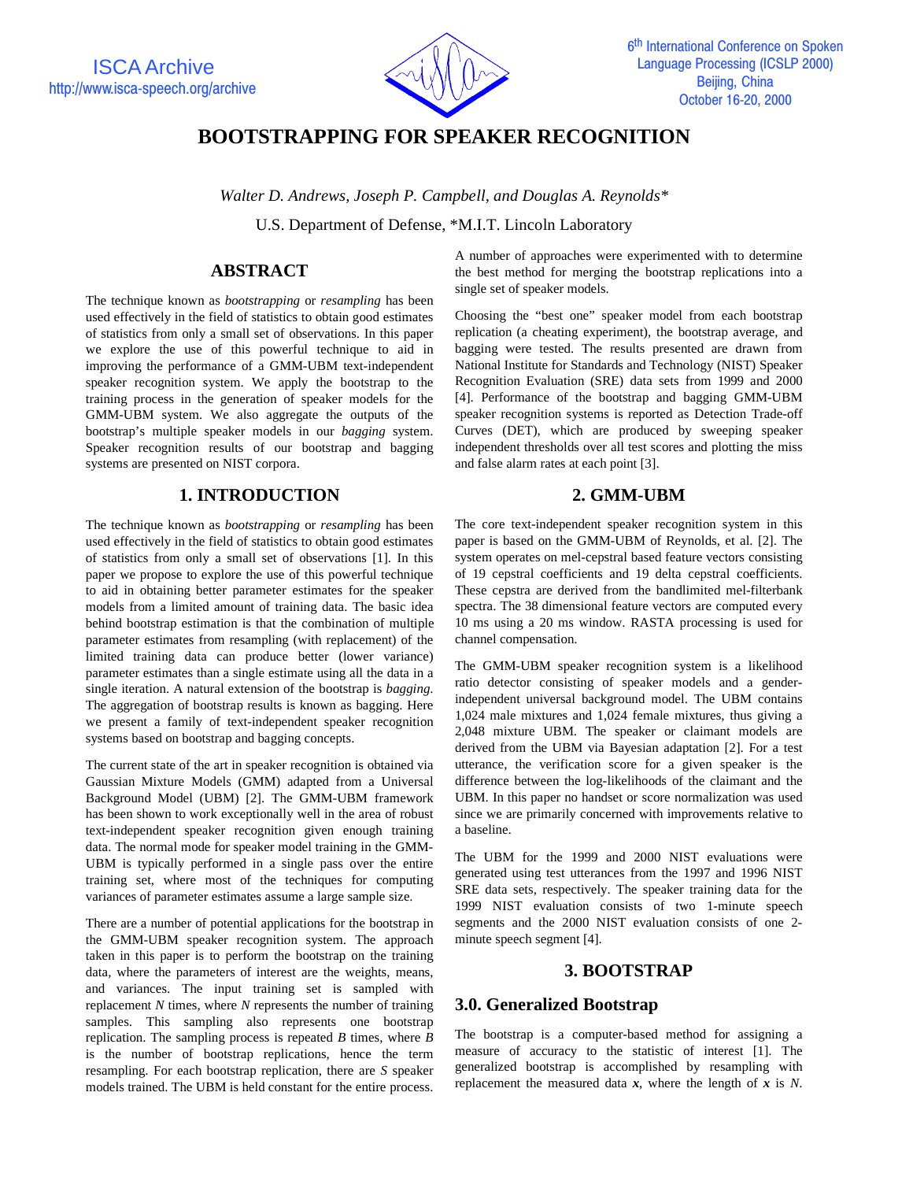# BOOTSTRAPPING FOR SPEAKER RECOGNITION

*Walter D. Andrews, Joseph P. Campbell, and Douglas A. Reynolds\**

U.S. Department of Defense, \*M.I.T. Lincoln Laboratory

## ABSTRACT

The technique known as *bootstrapping* or *resampling* has been used effectively in the field of statistics to obtain good estimates of statistics from only a small set of observations. In this paper we explore the use of this powerful technique to aid in improving the performance of a GMM-UBM text-independent speaker recognition system. We apply the bootstrap to the training process in the generation of speaker models for the GMM-UBM system. We also aggregate the outputs of the bootstrap's multiple speaker models in our *bagging* system. Speaker recognition results of our bootstrap and bagging systems are presented on NIST corpora.

## 1. INTRODUCTION

The technique known as *bootstrapping* or *resampling* has been used effectively in the field of statistics to obtain good estimates of statistics from only a small set of observations [1]. In this paper we propose to explore the use of this powerful technique to aid in obtaining better parameter estimates for the speaker models from a limited amount of training data. The basic idea behind bootstrap estimation is that the combination of multiple parameter estimates from resampling (with replacement) of the limited training data can produce better (lower variance) parameter estimates than a single estimate using all the data in a single iteration. A natural extension of the bootstrap is *bagging*. The aggregation of bootstrap results is known as bagging. Here we present a family of text-independent speaker recognition systems based on bootstrap and bagging concepts.

The current state of the art in speaker recognition is obtained via Gaussian Mixture Models (GMM) adapted from a Universal Background Model (UBM) [2]. The GMM-UBM framework has been shown to work exceptionally well in the area of robust text-independent speaker recognition given enough training data. The normal mode for speaker model training in the GMM-UBM is typically performed in a single pass over the entire training set, where most of the techniques for computing variances of parameter estimates assume a large sample size.

There are a number of potential applications for the bootstrap in the GMM-UBM speaker recognition system. The approach taken in this paper is to perform the bootstrap on the training data, where the parameters of interest are the weights, means, and variances. The input training set is sampled with replacement $N$ times, where $N$ represents the number of training samples. This sampling also represents one bootstrap replication. The sampling process is repeated $B$ times, where $B$ is the number of bootstrap replications, hence the term resampling. For each bootstrap replication, there are $S$ speaker models trained. The UBM is held constant for the entire process.

A number of approaches were experimented with to determine the best method for merging the bootstrap replications into a single set of speaker models.

Choosing the "best one" speaker model from each bootstrap replication (a cheating experiment), the bootstrap average, and bagging were tested. The results presented are drawn from National Institute for Standards and Technology (NIST) Speaker Recognition Evaluation (SRE) data sets from 1999 and 2000 [4]. Performance of the bootstrap and bagging GMM-UBM speaker recognition systems is reported as Detection Trade-off Curves (DET), which are produced by sweeping speaker independent thresholds over all test scores and plotting the miss and false alarm rates at each point [3].

## 2. GMM-UBM

The core text-independent speaker recognition system in this paper is based on the GMM-UBM of Reynolds, et al. [2]. The system operates on mel-cepstral based feature vectors consisting of 19 cepstral coefficients and 19 delta cepstral coefficients. These cepstra are derived from the bandlimited mel-filterbank spectra. The 38 dimensional feature vectors are computed every 10 ms using a 20 ms window. RASTA processing is used for channel compensation.

The GMM-UBM speaker recognition system is a likelihood ratio detector consisting of speaker models and a gender-independent universal background model. The UBM contains 1,024 male mixtures and 1,024 female mixtures, thus giving a 2,048 mixture UBM. The speaker or claimant models are derived from the UBM via Bayesian adaptation [2]. For a test utterance, the verification score for a given speaker is the difference between the log-likelihoods of the claimant and the UBM. In this paper no handset or score normalization was used since we are primarily concerned with improvements relative to a baseline.

The UBM for the 1999 and 2000 NIST evaluations were generated using test utterances from the 1997 and 1996 NIST SRE data sets, respectively. The speaker training data for the 1999 NIST evaluation consists of two 1-minute speech segments and the 2000 NIST evaluation consists of one 2-minute speech segment [4].

## 3. BOOTSTRAP

### 3.0. Generalized Bootstrap

The bootstrap is a computer-based method for assigning a measure of accuracy to the statistic of interest [1]. The generalized bootstrap is accomplished by resampling with replacement the measured data $\boldsymbol{x}$, where the length of $\boldsymbol{x}$ is $N$.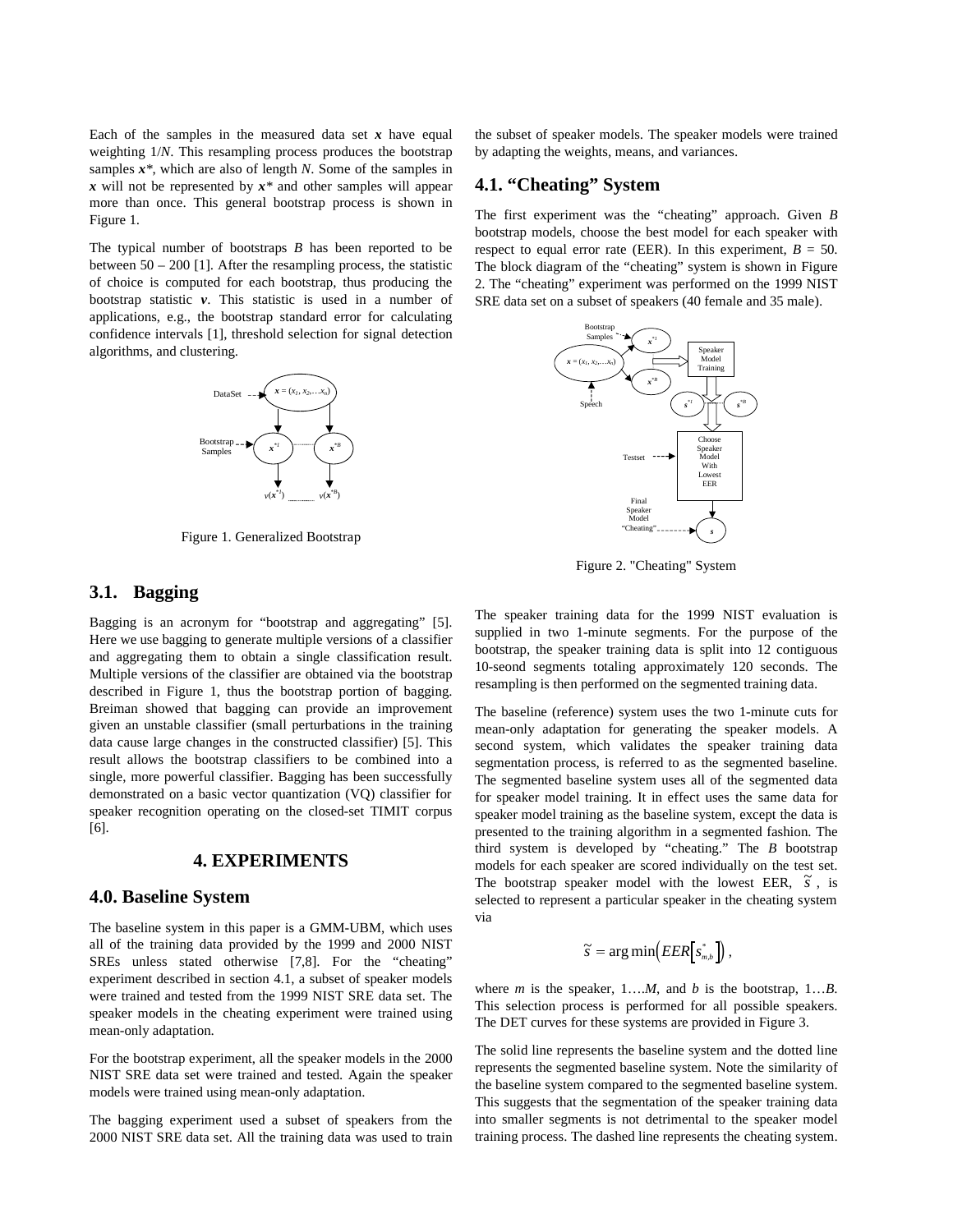Each of the samples in the measured data set $\boldsymbol{x}$ have equal weighting 1/$N$. This resampling process produces the bootstrap samples $\boldsymbol{x}^*$, which are also of length $N$. Some of the samples in $\boldsymbol{x}$ will not be represented by $\boldsymbol{x}^*$ and other samples will appear more than once. This general bootstrap process is shown in Figure 1.

The typical number of bootstraps $B$ has been reported to be between 50 – 200 [1]. After the resampling process, the statistic of choice is computed for each bootstrap, thus producing the bootstrap statistic $\boldsymbol{v}$. This statistic is used in a number of applications, e.g., the bootstrap standard error for calculating confidence intervals [1], threshold selection for signal detection algorithms, and clustering.

Figure 1. Generalized Bootstrap

## 3.1. Bagging

Bagging is an acronym for "bootstrap and aggregating" [5]. Here we use bagging to generate multiple versions of a classifier and aggregating them to obtain a single classification result. Multiple versions of the classifier are obtained via the bootstrap described in Figure 1, thus the bootstrap portion of bagging. Breiman showed that bagging can provide an improvement given an unstable classifier (small perturbations in the training data cause large changes in the constructed classifier) [5]. This result allows the bootstrap classifiers to be combined into a single, more powerful classifier. Bagging has been successfully demonstrated on a basic vector quantization (VQ) classifier for speaker recognition operating on the closed-set TIMIT corpus [6].

# 4. EXPERIMENTS

## 4.0. Baseline System

The baseline system in this paper is a GMM-UBM, which uses all of the training data provided by the 1999 and 2000 NIST SREs unless stated otherwise [7,8]. For the "cheating" experiment described in section 4.1, a subset of speaker models were trained and tested from the 1999 NIST SRE data set. The speaker models in the cheating experiment were trained using mean-only adaptation.

For the bootstrap experiment, all the speaker models in the 2000 NIST SRE data set were trained and tested. Again the speaker models were trained using mean-only adaptation.

The bagging experiment used a subset of speakers from the 2000 NIST SRE data set. All the training data was used to train the subset of speaker models. The speaker models were trained by adapting the weights, means, and variances.

## 4.1. "Cheating" System

The first experiment was the "cheating" approach. Given $B$ bootstrap models, choose the best model for each speaker with respect to equal error rate (EER). In this experiment, $B$ = 50. The block diagram of the "cheating" system is shown in Figure 2. The "cheating" experiment was performed on the 1999 NIST SRE data set on a subset of speakers (40 female and 35 male).

Figure 2. "Cheating" System

The speaker training data for the 1999 NIST evaluation is supplied in two 1-minute segments. For the purpose of the bootstrap, the speaker training data is split into 12 contiguous 10-seond segments totaling approximately 120 seconds. The resampling is then performed on the segmented training data.

The baseline (reference) system uses the two 1-minute cuts for mean-only adaptation for generating the speaker models. A second system, which validates the speaker training data segmentation process, is referred to as the segmented baseline. The segmented baseline system uses all of the segmented data for speaker model training. It in effect uses the same data for speaker model training as the baseline system, except the data is presented to the training algorithm in a segmented fashion. The third system is developed by "cheating." The $B$ bootstrap models for each speaker are scored individually on the test set. The bootstrap speaker model with the lowest EER, $\tilde{s}$, is selected to represent a particular speaker in the cheating system via

$$\tilde{s} = \arg\min\left(EER\left[s^*_{m,b}\right]\right),$$

where $m$ is the speaker, 1….$M$, and $b$ is the bootstrap, 1…$B$. This selection process is performed for all possible speakers. The DET curves for these systems are provided in Figure 3.

The solid line represents the baseline system and the dotted line represents the segmented baseline system. Note the similarity of the baseline system compared to the segmented baseline system. This suggests that the segmentation of the speaker training data into smaller segments is not detrimental to the speaker model training process. The dashed line represents the cheating system.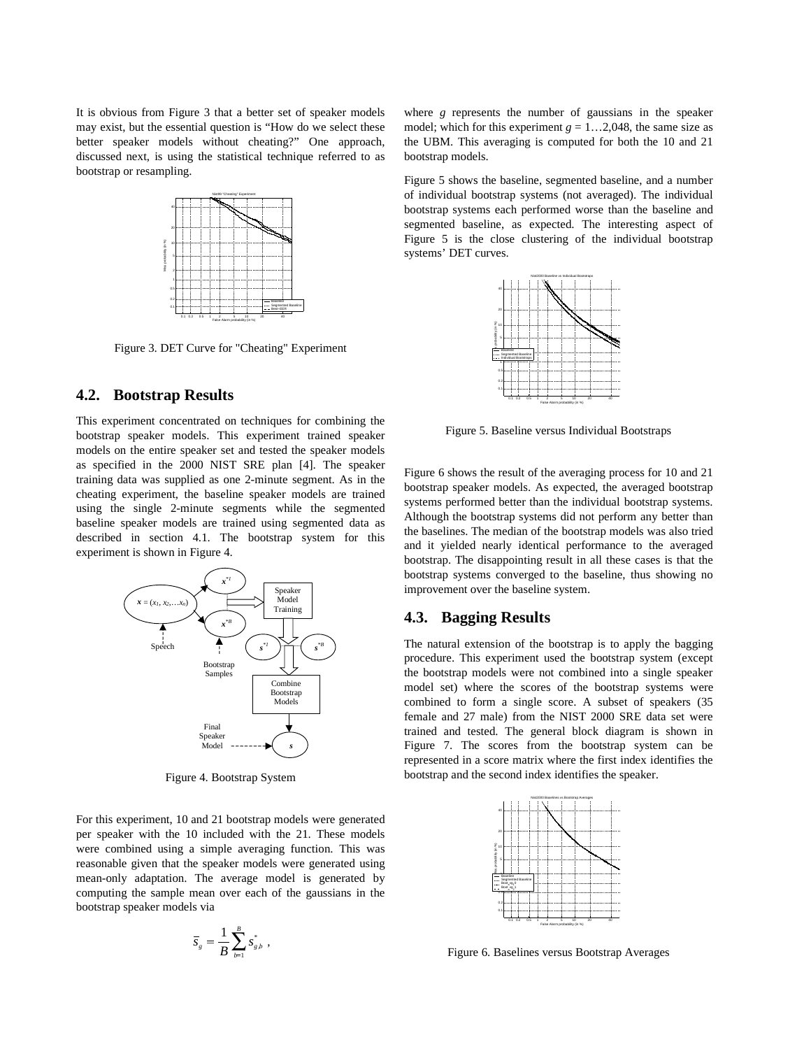It is obvious from Figure 3 that a better set of speaker models may exist, but the essential question is "How do we select these better speaker models without cheating?" One approach, discussed next, is using the statistical technique referred to as bootstrap or resampling.

Figure 3. DET Curve for "Cheating" Experiment

## 4.2. Bootstrap Results

This experiment concentrated on techniques for combining the bootstrap speaker models. This experiment trained speaker models on the entire speaker set and tested the speaker models as specified in the 2000 NIST SRE plan [4]. The speaker training data was supplied as one 2-minute segment. As in the cheating experiment, the baseline speaker models are trained using the single 2-minute segments while the segmented baseline speaker models are trained using segmented data as described in section 4.1. The bootstrap system for this experiment is shown in Figure 4.

Figure 4. Bootstrap System

For this experiment, 10 and 21 bootstrap models were generated per speaker with the 10 included with the 21. These models were combined using a simple averaging function. This was reasonable given that the speaker models were generated using mean-only adaptation. The average model is generated by computing the sample mean over each of the gaussians in the bootstrap speaker models via

$$\bar{s}_g = \frac{1}{B} \sum_{b=1}^{B} s^*_{g\,b} \ ,$$

where $g$ represents the number of gaussians in the speaker model; which for this experiment $g = 1 \ldots 2{,}048$, the same size as the UBM. This averaging is computed for both the 10 and 21 bootstrap models.

Figure 5 shows the baseline, segmented baseline, and a number of individual bootstrap systems (not averaged). The individual bootstrap systems each performed worse than the baseline and segmented baseline, as expected. The interesting aspect of Figure 5 is the close clustering of the individual bootstrap systems' DET curves.

Figure 5. Baseline versus Individual Bootstraps

Figure 6 shows the result of the averaging process for 10 and 21 bootstrap speaker models. As expected, the averaged bootstrap systems performed better than the individual bootstrap systems. Although the bootstrap systems did not perform any better than the baselines. The median of the bootstrap models was also tried and it yielded nearly identical performance to the averaged bootstrap. The disappointing result in all these cases is that the bootstrap systems converged to the baseline, thus showing no improvement over the baseline system.

## 4.3. Bagging Results

The natural extension of the bootstrap is to apply the bagging procedure. This experiment used the bootstrap system (except the bootstrap models were not combined into a single speaker model set) where the scores of the bootstrap systems were combined to form a single score. A subset of speakers (35 female and 27 male) from the NIST 2000 SRE data set were trained and tested. The general block diagram is shown in Figure 7. The scores from the bootstrap system can be represented in a score matrix where the first index identifies the bootstrap and the second index identifies the speaker.

Figure 6. Baselines versus Bootstrap Averages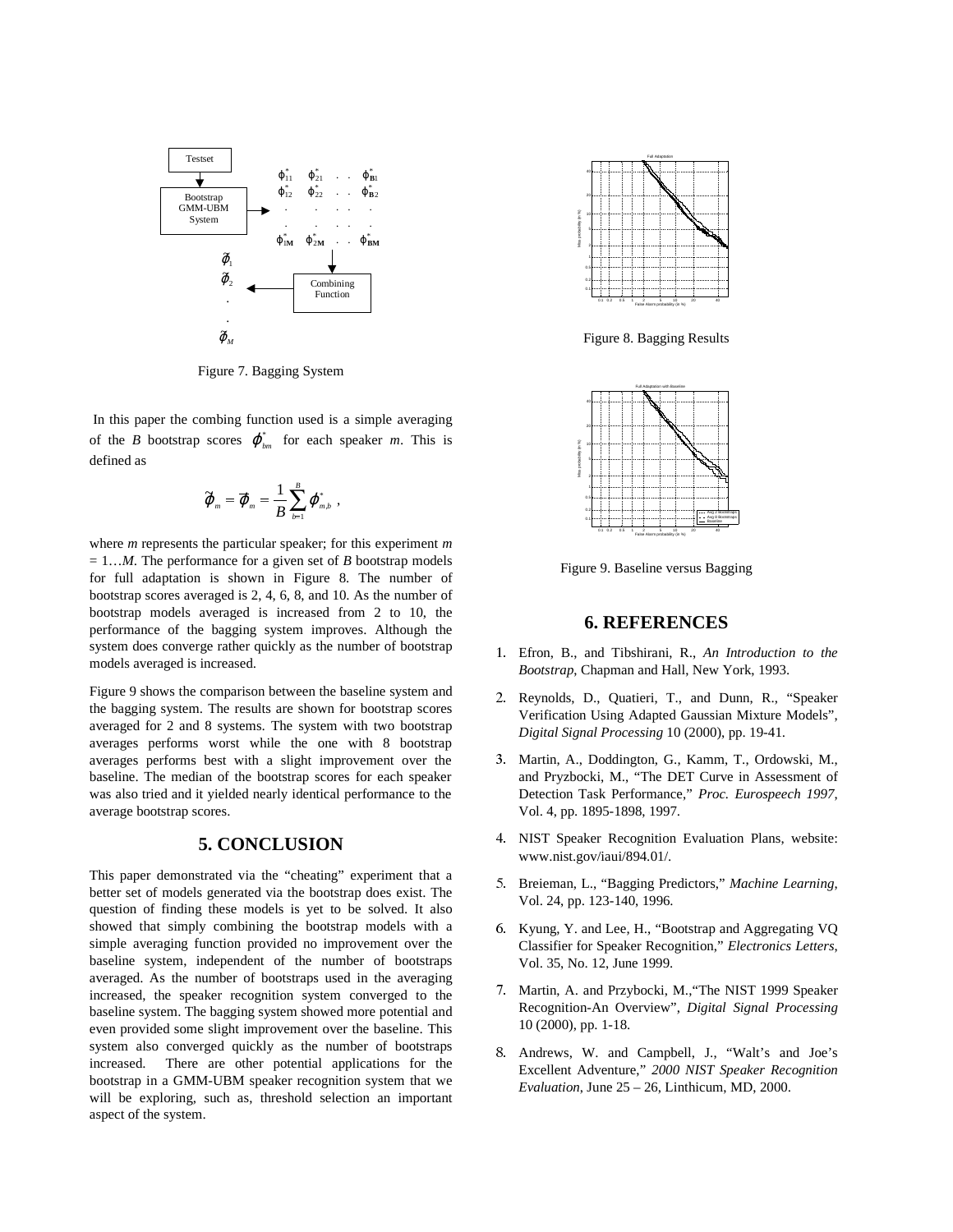Testset

Bootstrap GMM-UBM System

$\phi^*_{11}$ $\phi^*_{21}$ . . $\phi^*_{B1}$
$\phi^*_{12}$ $\phi^*_{22}$ . . $\phi^*_{B2}$
. . . . .
. . . . .
$\phi^*_{1M}$ $\phi^*_{2M}$ . . $\phi^*_{BM}$

Combining Function

$\tilde{\phi}_1$
$\tilde{\phi}_2$
.
.
$\tilde{\phi}_M$

Figure 7. Bagging System

In this paper the combing function used is a simple averaging of the $B$ bootstrap scores $\phi^*_{bm}$ for each speaker $m$. This is defined as

$$\tilde{\phi}_m = \bar{\phi}_m = \frac{1}{B}\sum_{b=1}^{B}\phi^*_{m,b} \ ,$$

where $m$ represents the particular speaker; for this experiment $m = 1\ldots M$. The performance for a given set of $B$ bootstrap models for full adaptation is shown in Figure 8. The number of bootstrap scores averaged is 2, 4, 6, 8, and 10. As the number of bootstrap models averaged is increased from 2 to 10, the performance of the bagging system improves. Although the system does converge rather quickly as the number of bootstrap models averaged is increased.

Figure 9 shows the comparison between the baseline system and the bagging system. The results are shown for bootstrap scores averaged for 2 and 8 systems. The system with two bootstrap averages performs worst while the one with 8 bootstrap averages performs best with a slight improvement over the baseline. The median of the bootstrap scores for each speaker was also tried and it yielded nearly identical performance to the average bootstrap scores.

## 5. CONCLUSION

This paper demonstrated via the "cheating" experiment that a better set of models generated via the bootstrap does exist. The question of finding these models is yet to be solved. It also showed that simply combining the bootstrap models with a simple averaging function provided no improvement over the baseline system, independent of the number of bootstraps averaged. As the number of bootstraps used in the averaging increased, the speaker recognition system converged to the baseline system. The bagging system showed more potential and even provided some slight improvement over the baseline. This system also converged quickly as the number of bootstraps increased. There are other potential applications for the bootstrap in a GMM-UBM speaker recognition system that we will be exploring, such as, threshold selection an important aspect of the system.

Full Adaptation

Miss probability (in %)

False Alarm probability (in %)

Figure 8. Bagging Results

Full Adaptation with Baseline

Miss probability (in %)

False Alarm probability (in %)

Avg 2 Bootstraps
Avg 8 Bootstraps
Baseline

Figure 9. Baseline versus Bagging

## 6. REFERENCES

1. Efron, B., and Tibshirani, R., *An Introduction to the Bootstrap*, Chapman and Hall, New York, 1993.
2. Reynolds, D., Quatieri, T., and Dunn, R., "Speaker Verification Using Adapted Gaussian Mixture Models", *Digital Signal Processing* 10 (2000), pp. 19-41.
3. Martin, A., Doddington, G., Kamm, T., Ordowski, M., and Pryzbocki, M., "The DET Curve in Assessment of Detection Task Performance," *Proc. Eurospeech 1997*, Vol. 4, pp. 1895-1898, 1997.
4. NIST Speaker Recognition Evaluation Plans, website: www.nist.gov/iaui/894.01/.
5. Breieman, L., "Bagging Predictors," *Machine Learning*, Vol. 24, pp. 123-140, 1996.
6. Kyung, Y. and Lee, H., "Bootstrap and Aggregating VQ Classifier for Speaker Recognition," *Electronics Letters*, Vol. 35, No. 12, June 1999.
7. Martin, A. and Przybocki, M.,"The NIST 1999 Speaker Recognition-An Overview", *Digital Signal Processing* 10 (2000), pp. 1-18.
8. Andrews, W. and Campbell, J., "Walt's and Joe's Excellent Adventure," *2000 NIST Speaker Recognition Evaluation*, June 25 – 26, Linthicum, MD, 2000.